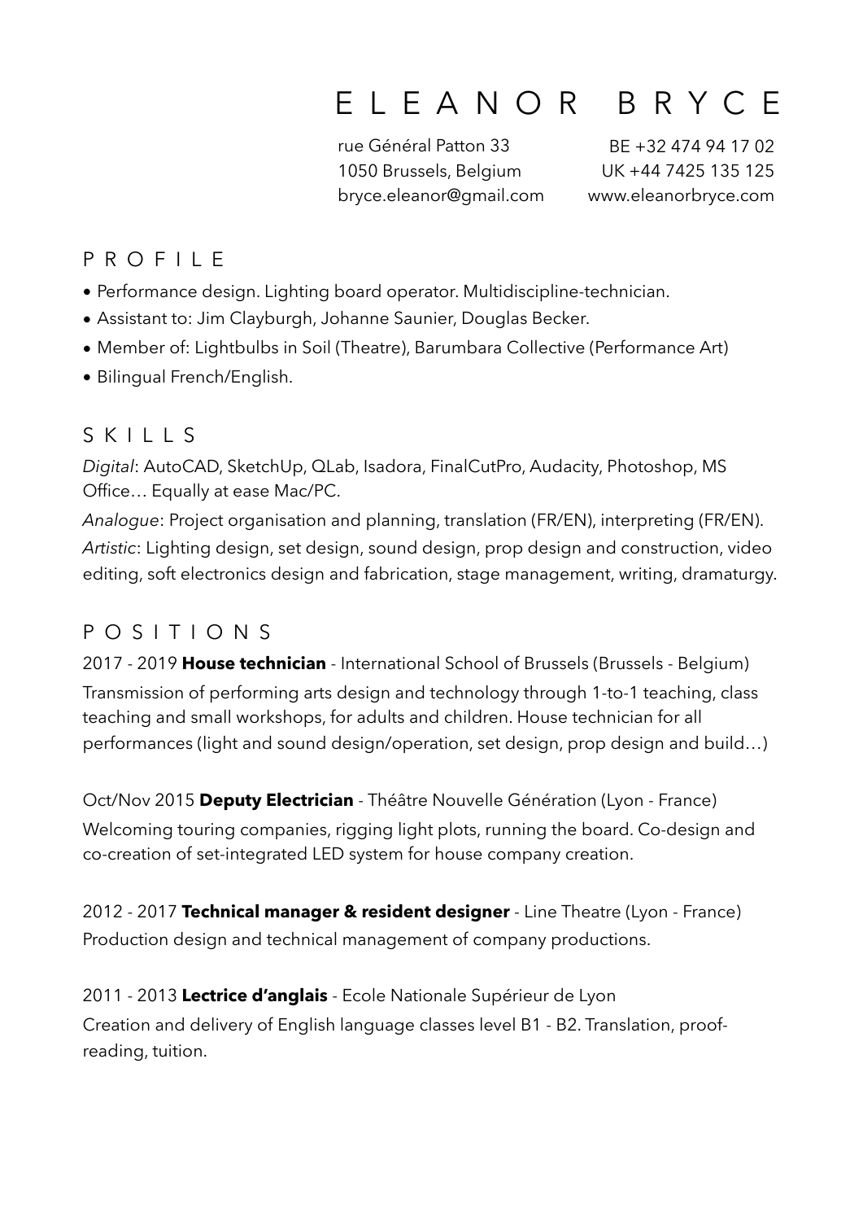# E L E A N O R B R Y C E

rue Général Patton 33
1050 Brussels, Belgium
bryce.eleanor@gmail.com

BE +32 474 94 17 02
UK +44 7425 135 125
www.eleanorbryce.com

## P R O F I L E

- Performance design. Lighting board operator. Multidiscipline-technician.
- Assistant to: Jim Clayburgh, Johanne Saunier, Douglas Becker.
- Member of: Lightbulbs in Soil (Theatre), Barumbara Collective (Performance Art)
- Bilingual French/English.

## S K I L L S

*Digital*: AutoCAD, SketchUp, QLab, Isadora, FinalCutPro, Audacity, Photoshop, MS Office… Equally at ease Mac/PC.

*Analogue*: Project organisation and planning, translation (FR/EN), interpreting (FR/EN).

*Artistic*: Lighting design, set design, sound design, prop design and construction, video editing, soft electronics design and fabrication, stage management, writing, dramaturgy.

## P O S I T I O N S

2017 - 2019 **House technician** - International School of Brussels (Brussels - Belgium)
Transmission of performing arts design and technology through 1-to-1 teaching, class teaching and small workshops, for adults and children. House technician for all performances (light and sound design/operation, set design, prop design and build…)

Oct/Nov 2015 **Deputy Electrician** - Théâtre Nouvelle Génération (Lyon - France)
Welcoming touring companies, rigging light plots, running the board. Co-design and co-creation of set-integrated LED system for house company creation.

2012 - 2017 **Technical manager & resident designer** - Line Theatre (Lyon - France)
Production design and technical management of company productions.

2011 - 2013 **Lectrice d'anglais** - Ecole Nationale Supérieur de Lyon
Creation and delivery of English language classes level B1 - B2. Translation, proof-reading, tuition.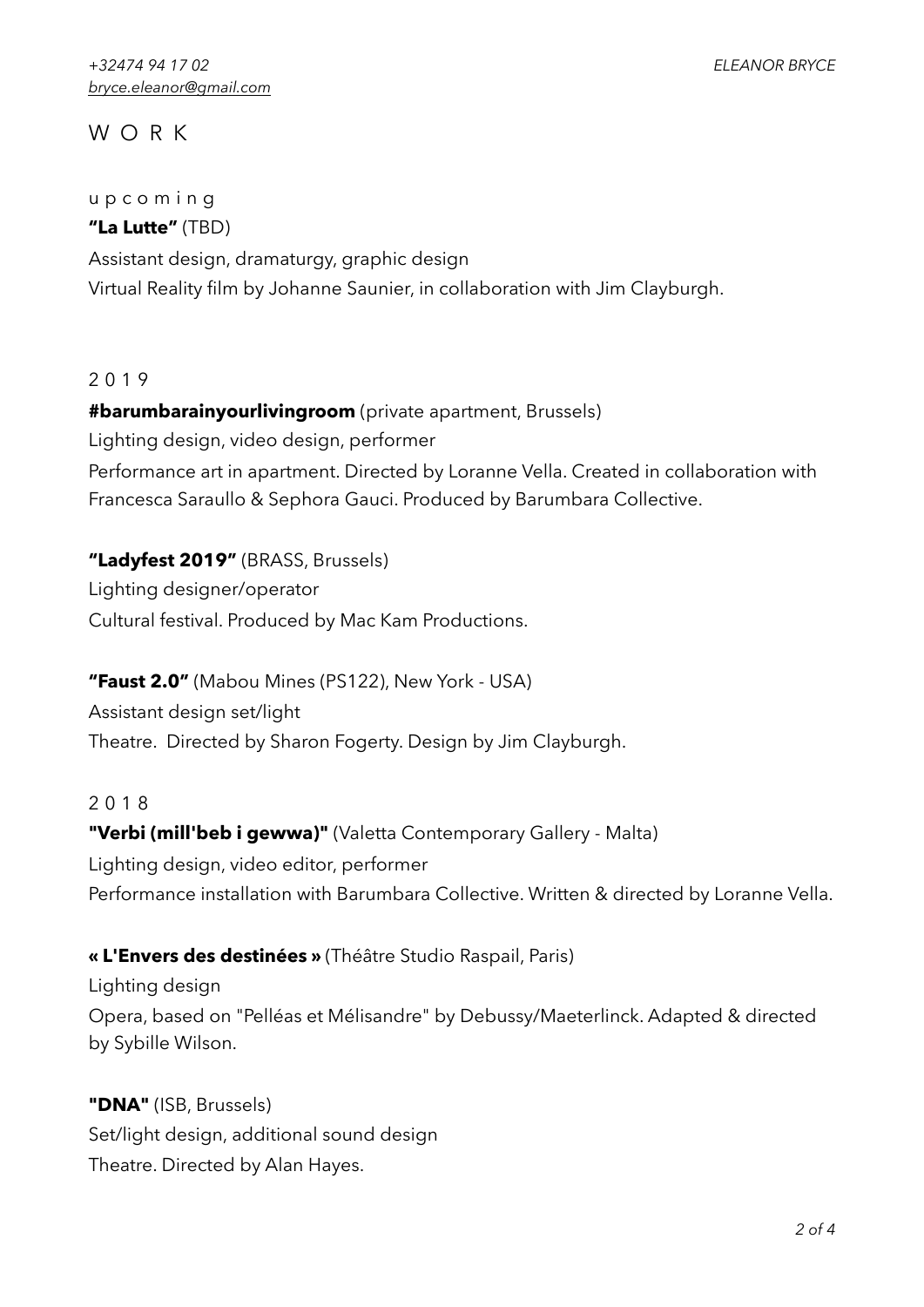# W O R K

u p c o m i n g

**"La Lutte"** (TBD)
Assistant design, dramaturgy, graphic design
Virtual Reality film by Johanne Saunier, in collaboration with Jim Clayburgh.

2 0 1 9

**#barumbarainyourlivingroom** (private apartment, Brussels)
Lighting design, video design, performer
Performance art in apartment. Directed by Loranne Vella. Created in collaboration with Francesca Saraullo & Sephora Gauci. Produced by Barumbara Collective.

**"Ladyfest 2019"** (BRASS, Brussels)
Lighting designer/operator
Cultural festival. Produced by Mac Kam Productions.

**"Faust 2.0"** (Mabou Mines (PS122), New York - USA)
Assistant design set/light
Theatre. Directed by Sharon Fogerty. Design by Jim Clayburgh.

2 0 1 8

**"Verbi (mill'beb i gewwa)"** (Valetta Contemporary Gallery - Malta)
Lighting design, video editor, performer
Performance installation with Barumbara Collective. Written & directed by Loranne Vella.

**« L'Envers des destinées »** (Théâtre Studio Raspail, Paris)
Lighting design
Opera, based on "Pelléas et Mélisandre" by Debussy/Maeterlinck. Adapted & directed by Sybille Wilson.

**"DNA"** (ISB, Brussels)
Set/light design, additional sound design
Theatre. Directed by Alan Hayes.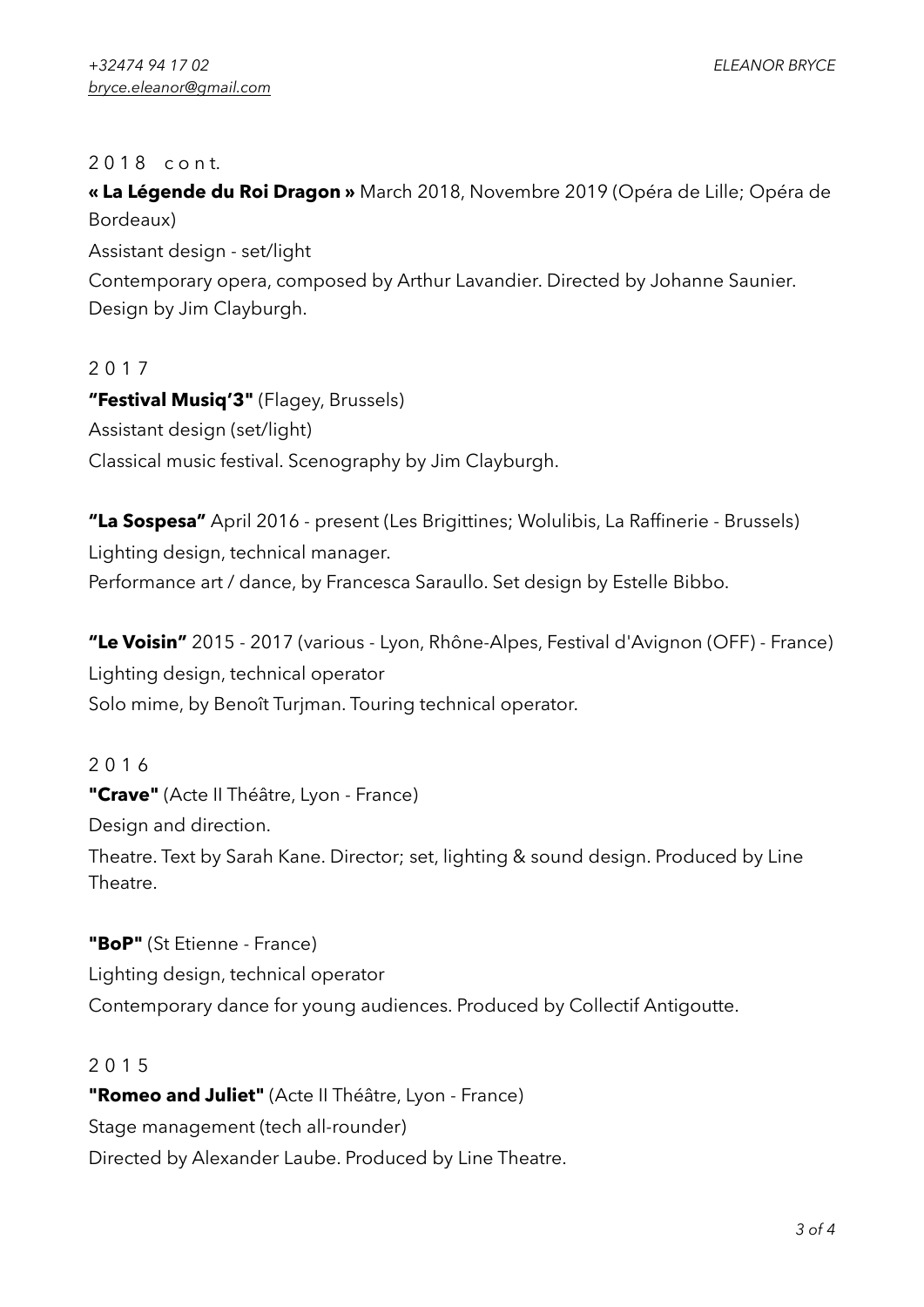2 0 1 8 c o n t.

**« La Légende du Roi Dragon »** March 2018, Novembre 2019 (Opéra de Lille; Opéra de Bordeaux)
Assistant design - set/light
Contemporary opera, composed by Arthur Lavandier. Directed by Johanne Saunier. Design by Jim Clayburgh.

2 0 1 7

**"Festival Musiq'3"** (Flagey, Brussels)
Assistant design (set/light)
Classical music festival. Scenography by Jim Clayburgh.

**"La Sospesa"** April 2016 - present (Les Brigittines; Wolulibis, La Raffinerie - Brussels)
Lighting design, technical manager.
Performance art / dance, by Francesca Saraullo. Set design by Estelle Bibbo.

**"Le Voisin"** 2015 - 2017 (various - Lyon, Rhône-Alpes, Festival d'Avignon (OFF) - France)
Lighting design, technical operator
Solo mime, by Benoît Turjman. Touring technical operator.

2 0 1 6

**"Crave"** (Acte II Théâtre, Lyon - France)
Design and direction.
Theatre. Text by Sarah Kane. Director; set, lighting & sound design. Produced by Line Theatre.

**"BoP"** (St Etienne - France)
Lighting design, technical operator
Contemporary dance for young audiences. Produced by Collectif Antigoutte.

2 0 1 5

**"Romeo and Juliet"** (Acte II Théâtre, Lyon - France)
Stage management (tech all-rounder)
Directed by Alexander Laube. Produced by Line Theatre.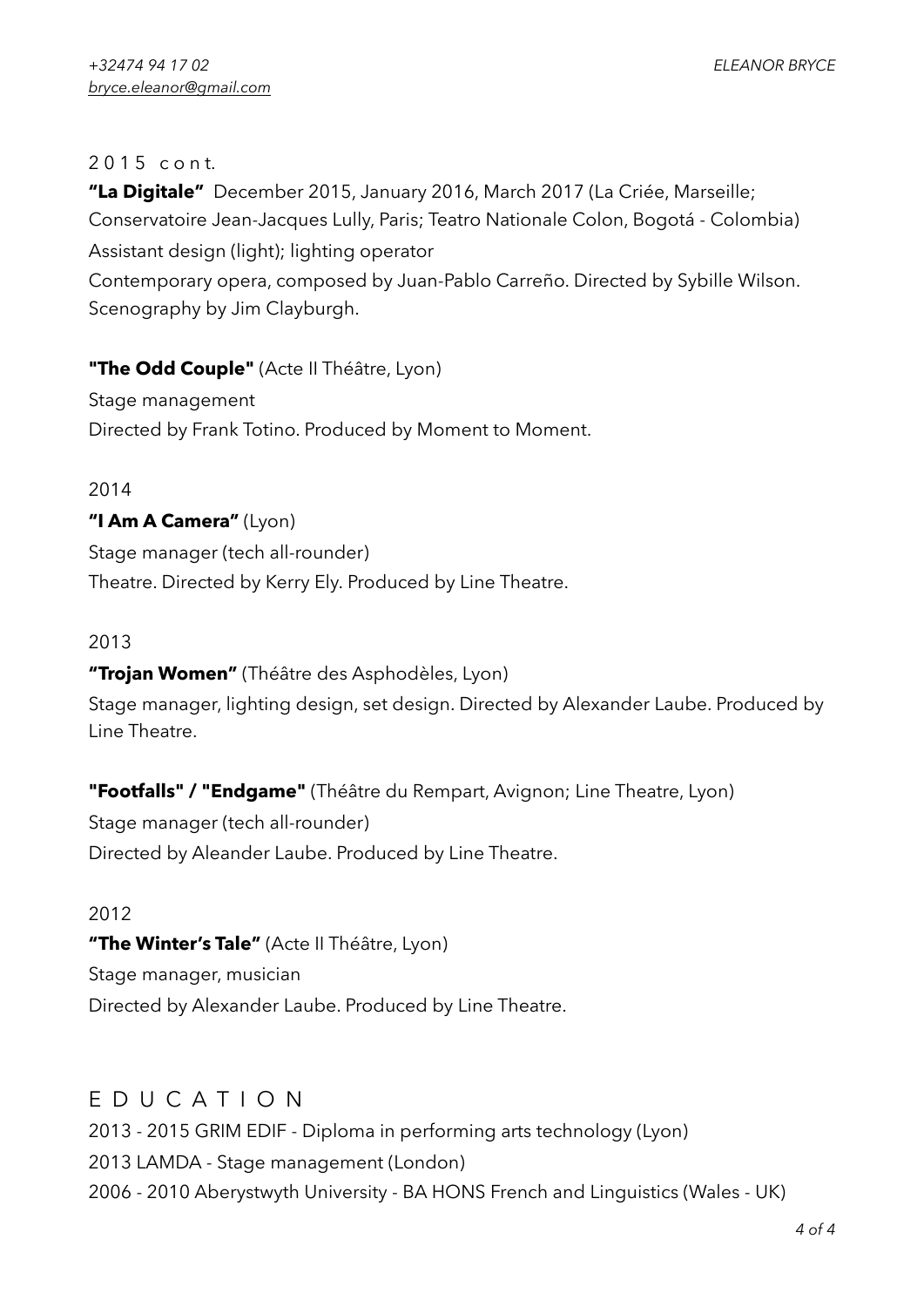2 0 1 5 c o n t.

**"La Digitale"** December 2015, January 2016, March 2017 (La Criée, Marseille; Conservatoire Jean-Jacques Lully, Paris; Teatro Nationale Colon, Bogotá - Colombia)
Assistant design (light); lighting operator
Contemporary opera, composed by Juan-Pablo Carreño. Directed by Sybille Wilson. Scenography by Jim Clayburgh.

**"The Odd Couple"** (Acte II Théâtre, Lyon)
Stage management
Directed by Frank Totino. Produced by Moment to Moment.

2014

**"I Am A Camera"** (Lyon)
Stage manager (tech all-rounder)
Theatre. Directed by Kerry Ely. Produced by Line Theatre.

2013

**"Trojan Women"** (Théâtre des Asphodèles, Lyon)
Stage manager, lighting design, set design. Directed by Alexander Laube. Produced by Line Theatre.

**"Footfalls" / "Endgame"** (Théâtre du Rempart, Avignon; Line Theatre, Lyon)
Stage manager (tech all-rounder)
Directed by Aleander Laube. Produced by Line Theatre.

2012

**"The Winter's Tale"** (Acte II Théâtre, Lyon)
Stage manager, musician
Directed by Alexander Laube. Produced by Line Theatre.

## E D U C A T I O N

2013 - 2015 GRIM EDIF - Diploma in performing arts technology (Lyon)
2013 LAMDA - Stage management (London)
2006 - 2010 Aberystwyth University - BA HONS French and Linguistics (Wales - UK)